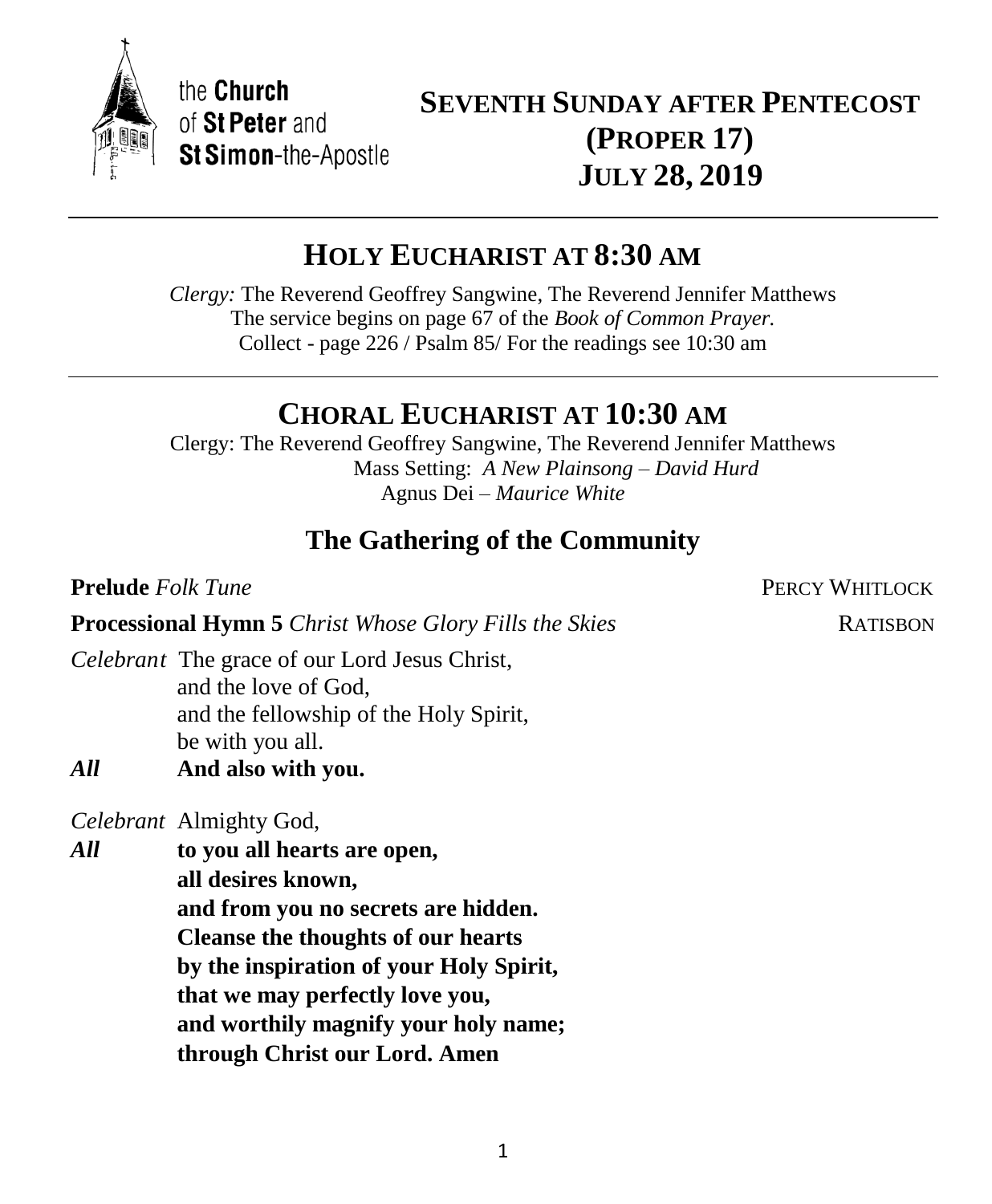the **Church** of **St Peter** and **St Simon**-the-Apostle

# SEVENTH SUNDAY AFTER PENTECOST (PROPER 17) JULY 28, 2019

## HOLY EUCHARIST AT 8:30 AM

*Clergy:* The Reverend Geoffrey Sangwine, The Reverend Jennifer Matthews
The service begins on page 67 of the *Book of Common Prayer.*
Collect - page 226 / Psalm 85/ For the readings see 10:30 am

## CHORAL EUCHARIST AT 10:30 AM

Clergy: The Reverend Geoffrey Sangwine, The Reverend Jennifer Matthews
Mass Setting: *A New Plainsong – David Hurd*
Agnus Dei – *Maurice White*

### The Gathering of the Community

**Prelude** *Folk Tune* PERCY WHITLOCK

**Processional Hymn 5** *Christ Whose Glory Fills the Skies* RATISBON

*Celebrant* The grace of our Lord Jesus Christ,
and the love of God,
and the fellowship of the Holy Spirit,
be with you all.

***All*** **And also with you.**

*Celebrant* Almighty God,

***All*** **to you all hearts are open,**
**all desires known,**
**and from you no secrets are hidden.**
**Cleanse the thoughts of our hearts**
**by the inspiration of your Holy Spirit,**
**that we may perfectly love you,**
**and worthily magnify your holy name;**
**through Christ our Lord. Amen**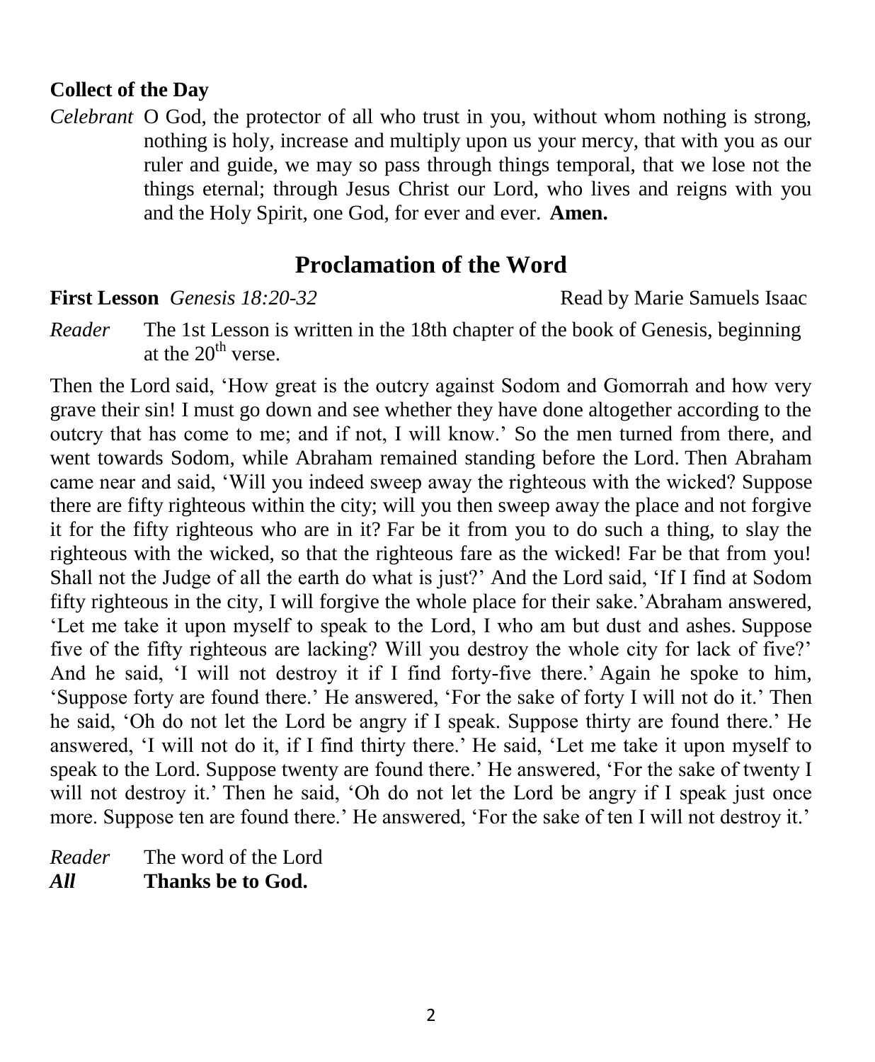**Collect of the Day**

*Celebrant* O God, the protector of all who trust in you, without whom nothing is strong, nothing is holy, increase and multiply upon us your mercy, that with you as our ruler and guide, we may so pass through things temporal, that we lose not the things eternal; through Jesus Christ our Lord, who lives and reigns with you and the Holy Spirit, one God, for ever and ever. **Amen.**

## Proclamation of the Word

**First Lesson** *Genesis 18:20-32* Read by Marie Samuels Isaac

*Reader* The 1st Lesson is written in the 18th chapter of the book of Genesis, beginning at the 20th verse.

Then the Lord said, 'How great is the outcry against Sodom and Gomorrah and how very grave their sin! I must go down and see whether they have done altogether according to the outcry that has come to me; and if not, I will know.' So the men turned from there, and went towards Sodom, while Abraham remained standing before the Lord. Then Abraham came near and said, 'Will you indeed sweep away the righteous with the wicked? Suppose there are fifty righteous within the city; will you then sweep away the place and not forgive it for the fifty righteous who are in it? Far be it from you to do such a thing, to slay the righteous with the wicked, so that the righteous fare as the wicked! Far be that from you! Shall not the Judge of all the earth do what is just?' And the Lord said, 'If I find at Sodom fifty righteous in the city, I will forgive the whole place for their sake.'Abraham answered, 'Let me take it upon myself to speak to the Lord, I who am but dust and ashes. Suppose five of the fifty righteous are lacking? Will you destroy the whole city for lack of five?' And he said, 'I will not destroy it if I find forty-five there.' Again he spoke to him, 'Suppose forty are found there.' He answered, 'For the sake of forty I will not do it.' Then he said, 'Oh do not let the Lord be angry if I speak. Suppose thirty are found there.' He answered, 'I will not do it, if I find thirty there.' He said, 'Let me take it upon myself to speak to the Lord. Suppose twenty are found there.' He answered, 'For the sake of twenty I will not destroy it.' Then he said, 'Oh do not let the Lord be angry if I speak just once more. Suppose ten are found there.' He answered, 'For the sake of ten I will not destroy it.'

*Reader* The word of the Lord
***All*** **Thanks be to God.**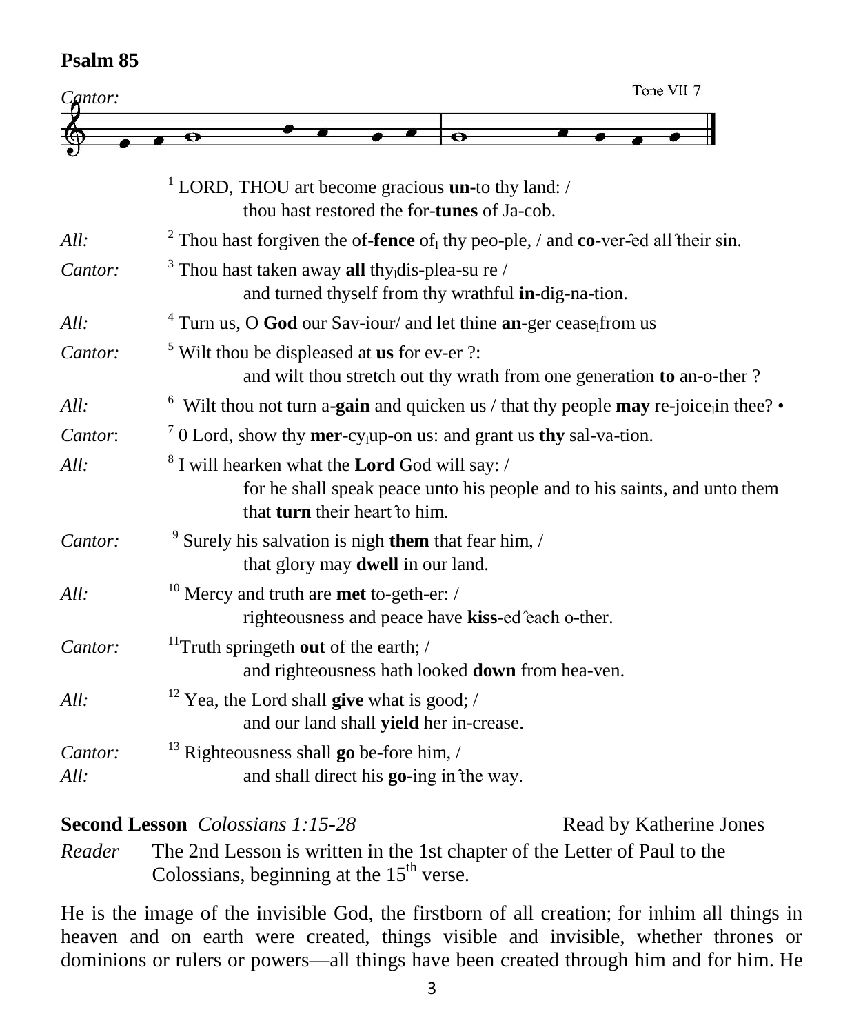## Psalm 85

*Cantor:* Tone VII-7

[1] LORD, THOU art become gracious **un**-to thy land: /
thou hast restored the for-**tunes** of Ja-cob.

*All:* [2] Thou hast forgiven the of-**fence** of thy peo-ple, / and **co**-ver-ed all their sin.

*Cantor:* [3] Thou hast taken away **all** thy dis-plea-su re /
and turned thyself from thy wrathful **in**-dig-na-tion.

*All:* [4] Turn us, O **God** our Sav-iour/ and let thine **an**-ger cease from us

*Cantor:* [5] Wilt thou be displeased at **us** for ev-er ?:
and wilt thou stretch out thy wrath from one generation **to** an-o-ther ?

*All:* [6] Wilt thou not turn a-**gain** and quicken us / that thy people **may** re-joice in thee? •

*Cantor:* [7] 0 Lord, show thy **mer**-cy up-on us: and grant us **thy** sal-va-tion.

*All:* [8] I will hearken what the **Lord** God will say: /
for he shall speak peace unto his people and to his saints, and unto them that **turn** their heart to him.

*Cantor:* [9] Surely his salvation is nigh **them** that fear him, /
that glory may **dwell** in our land.

*All:* [10] Mercy and truth are **met** to-geth-er: /
righteousness and peace have **kiss**-ed each o-ther.

*Cantor:* [11]Truth springeth **out** of the earth; /
and righteousness hath looked **down** from hea-ven.

*All:* [12] Yea, the Lord shall **give** what is good; /
and our land shall **yield** her in-crease.

*Cantor:* [13] Righteousness shall **go** be-fore him, /
*All:* and shall direct his **go**-ing in the way.

**Second Lesson** *Colossians 1:15-28* Read by Katherine Jones

*Reader* The 2nd Lesson is written in the 1st chapter of the Letter of Paul to the Colossians, beginning at the 15th verse.

He is the image of the invisible God, the firstborn of all creation; for inhim all things in heaven and on earth were created, things visible and invisible, whether thrones or dominions or rulers or powers—all things have been created through him and for him. He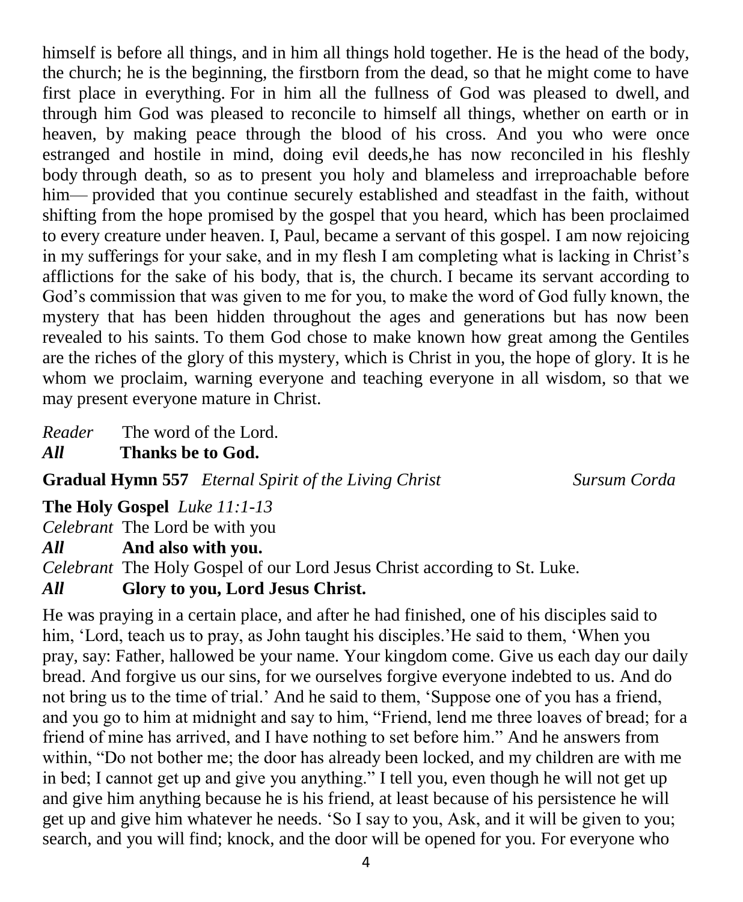himself is before all things, and in him all things hold together. He is the head of the body, the church; he is the beginning, the firstborn from the dead, so that he might come to have first place in everything. For in him all the fullness of God was pleased to dwell, and through him God was pleased to reconcile to himself all things, whether on earth or in heaven, by making peace through the blood of his cross. And you who were once estranged and hostile in mind, doing evil deeds,he has now reconciled in his fleshly body through death, so as to present you holy and blameless and irreproachable before him— provided that you continue securely established and steadfast in the faith, without shifting from the hope promised by the gospel that you heard, which has been proclaimed to every creature under heaven. I, Paul, became a servant of this gospel. I am now rejoicing in my sufferings for your sake, and in my flesh I am completing what is lacking in Christ's afflictions for the sake of his body, that is, the church. I became its servant according to God's commission that was given to me for you, to make the word of God fully known, the mystery that has been hidden throughout the ages and generations but has now been revealed to his saints. To them God chose to make known how great among the Gentiles are the riches of the glory of this mystery, which is Christ in you, the hope of glory. It is he whom we proclaim, warning everyone and teaching everyone in all wisdom, so that we may present everyone mature in Christ.

*Reader* The word of the Lord.
***All*** **Thanks be to God.**

**Gradual Hymn 557** *Eternal Spirit of the Living Christ* *Sursum Corda*

**The Holy Gospel** *Luke 11:1-13*

*Celebrant* The Lord be with you
***All*** **And also with you.**
*Celebrant* The Holy Gospel of our Lord Jesus Christ according to St. Luke.
***All*** **Glory to you, Lord Jesus Christ.**

He was praying in a certain place, and after he had finished, one of his disciples said to him, 'Lord, teach us to pray, as John taught his disciples.'He said to them, 'When you pray, say: Father, hallowed be your name. Your kingdom come. Give us each day our daily bread. And forgive us our sins, for we ourselves forgive everyone indebted to us. And do not bring us to the time of trial.' And he said to them, 'Suppose one of you has a friend, and you go to him at midnight and say to him, "Friend, lend me three loaves of bread; for a friend of mine has arrived, and I have nothing to set before him." And he answers from within, "Do not bother me; the door has already been locked, and my children are with me in bed; I cannot get up and give you anything." I tell you, even though he will not get up and give him anything because he is his friend, at least because of his persistence he will get up and give him whatever he needs. 'So I say to you, Ask, and it will be given to you; search, and you will find; knock, and the door will be opened for you. For everyone who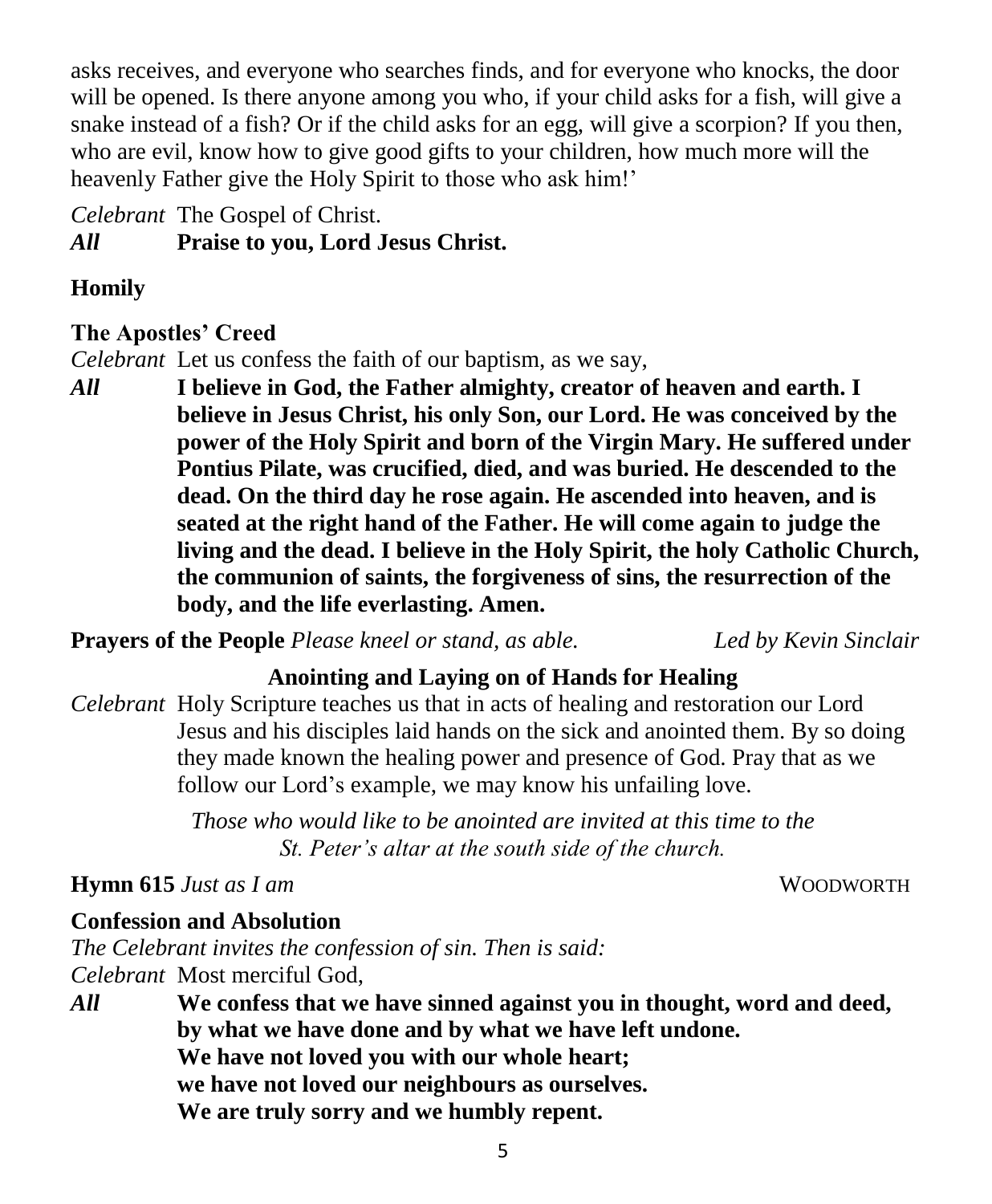asks receives, and everyone who searches finds, and for everyone who knocks, the door will be opened. Is there anyone among you who, if your child asks for a fish, will give a snake instead of a fish? Or if the child asks for an egg, will give a scorpion? If you then, who are evil, know how to give good gifts to your children, how much more will the heavenly Father give the Holy Spirit to those who ask him!'

*Celebrant* The Gospel of Christ.
***All*** **Praise to you, Lord Jesus Christ.**

**Homily**

**The Apostles' Creed**

*Celebrant* Let us confess the faith of our baptism, as we say,
***All*** **I believe in God, the Father almighty, creator of heaven and earth. I believe in Jesus Christ, his only Son, our Lord. He was conceived by the power of the Holy Spirit and born of the Virgin Mary. He suffered under Pontius Pilate, was crucified, died, and was buried. He descended to the dead. On the third day he rose again. He ascended into heaven, and is seated at the right hand of the Father. He will come again to judge the living and the dead. I believe in the Holy Spirit, the holy Catholic Church, the communion of saints, the forgiveness of sins, the resurrection of the body, and the life everlasting. Amen.**

**Prayers of the People** *Please kneel or stand, as able.* *Led by Kevin Sinclair*

**Anointing and Laying on of Hands for Healing**

*Celebrant* Holy Scripture teaches us that in acts of healing and restoration our Lord Jesus and his disciples laid hands on the sick and anointed them. By so doing they made known the healing power and presence of God. Pray that as we follow our Lord's example, we may know his unfailing love.

*Those who would like to be anointed are invited at this time to the St. Peter's altar at the south side of the church.*

**Hymn 615** *Just as I am* WOODWORTH

**Confession and Absolution**

*The Celebrant invites the confession of sin. Then is said:*

*Celebrant* Most merciful God,
***All*** **We confess that we have sinned against you in thought, word and deed,**
**by what we have done and by what we have left undone.**
**We have not loved you with our whole heart;**
**we have not loved our neighbours as ourselves.**
**We are truly sorry and we humbly repent.**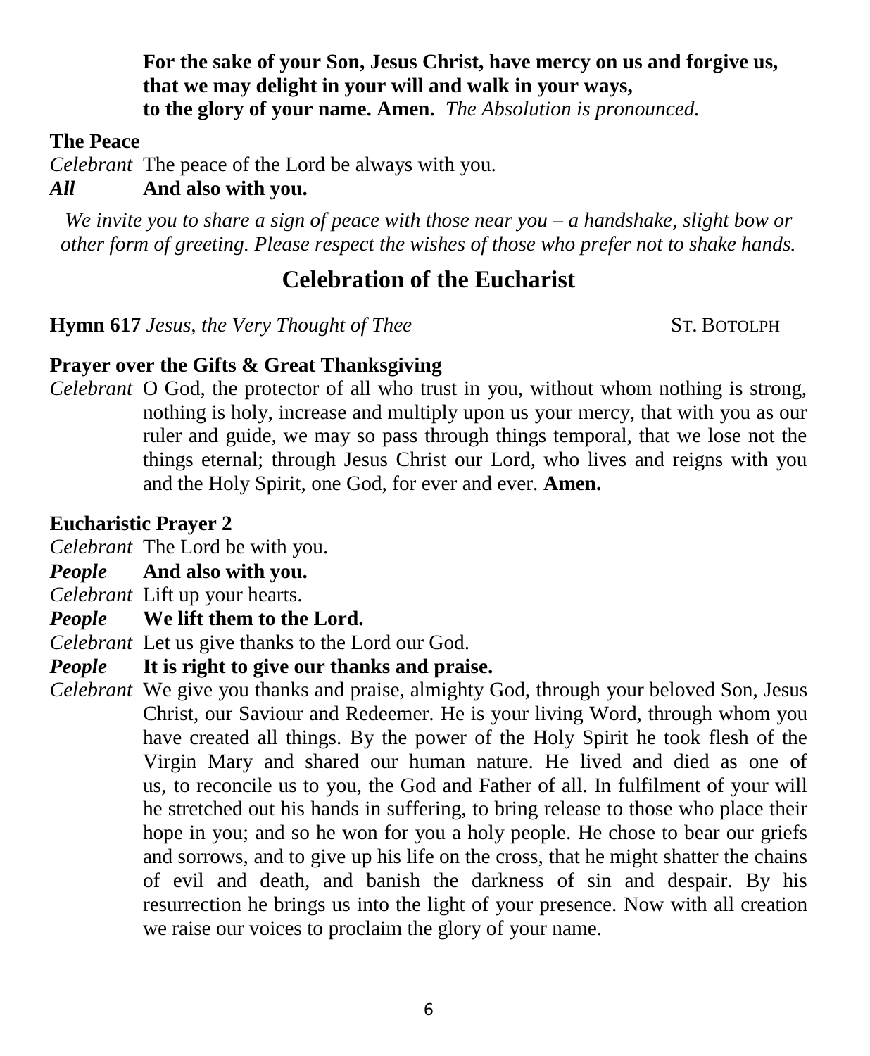**For the sake of your Son, Jesus Christ, have mercy on us and forgive us,**
**that we may delight in your will and walk in your ways,**
**to the glory of your name. Amen.** *The Absolution is pronounced.*

**The Peace**

*Celebrant* The peace of the Lord be always with you.

***All*** **And also with you.**

*We invite you to share a sign of peace with those near you – a handshake, slight bow or other form of greeting. Please respect the wishes of those who prefer not to shake hands.*

## Celebration of the Eucharist

**Hymn 617** *Jesus, the Very Thought of Thee* ST. BOTOLPH

**Prayer over the Gifts & Great Thanksgiving**

*Celebrant* O God, the protector of all who trust in you, without whom nothing is strong, nothing is holy, increase and multiply upon us your mercy, that with you as our ruler and guide, we may so pass through things temporal, that we lose not the things eternal; through Jesus Christ our Lord, who lives and reigns with you and the Holy Spirit, one God, for ever and ever. **Amen.**

**Eucharistic Prayer 2**

*Celebrant* The Lord be with you.

***People*** **And also with you.**

*Celebrant* Lift up your hearts.

***People*** **We lift them to the Lord.**

*Celebrant* Let us give thanks to the Lord our God.

***People*** **It is right to give our thanks and praise.**

*Celebrant* We give you thanks and praise, almighty God, through your beloved Son, Jesus Christ, our Saviour and Redeemer. He is your living Word, through whom you have created all things. By the power of the Holy Spirit he took flesh of the Virgin Mary and shared our human nature. He lived and died as one of us, to reconcile us to you, the God and Father of all. In fulfilment of your will he stretched out his hands in suffering, to bring release to those who place their hope in you; and so he won for you a holy people. He chose to bear our griefs and sorrows, and to give up his life on the cross, that he might shatter the chains of evil and death, and banish the darkness of sin and despair. By his resurrection he brings us into the light of your presence. Now with all creation we raise our voices to proclaim the glory of your name.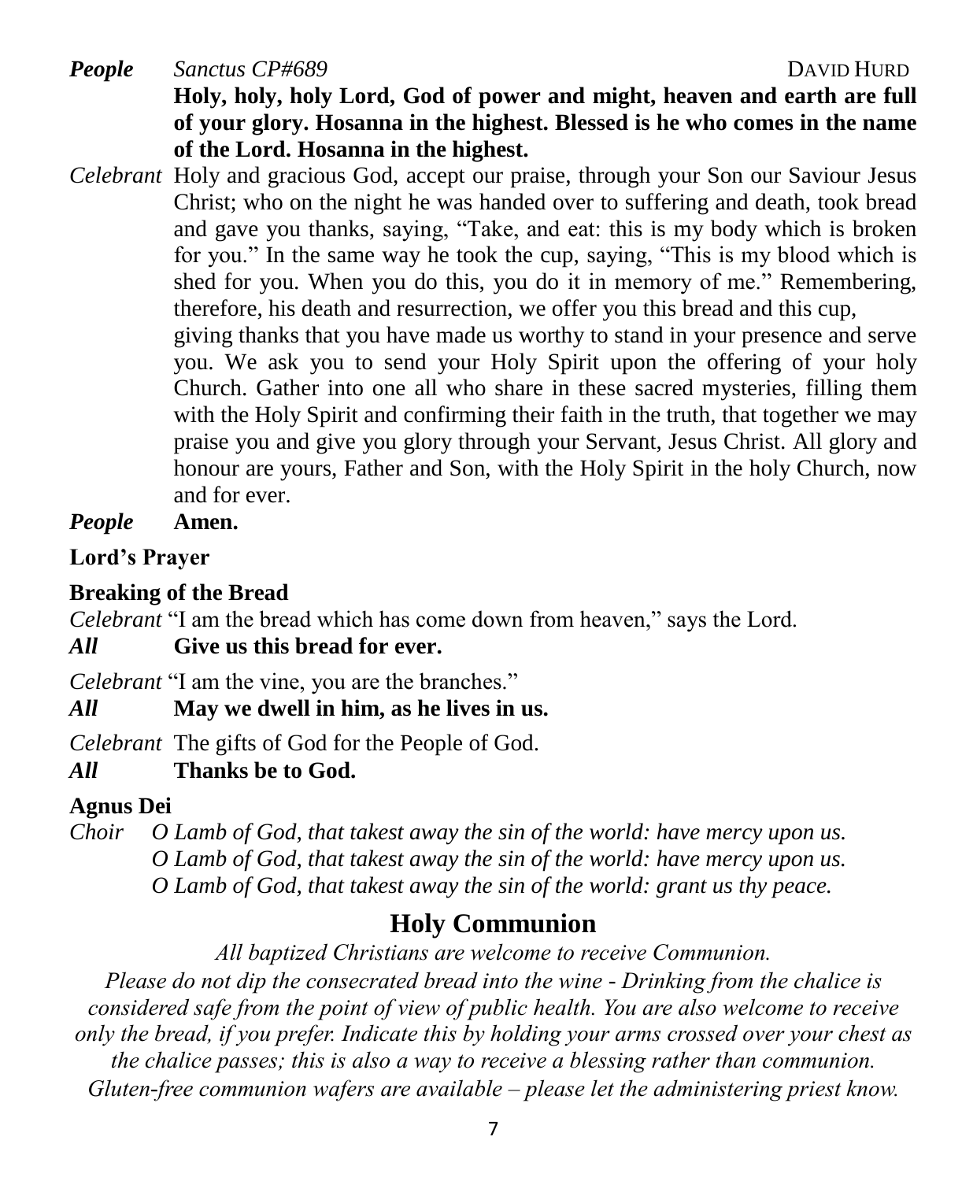***People*** *Sanctus CP#689* DAVID HURD

**Holy, holy, holy Lord, God of power and might, heaven and earth are full of your glory. Hosanna in the highest. Blessed is he who comes in the name of the Lord. Hosanna in the highest.**

*Celebrant* Holy and gracious God, accept our praise, through your Son our Saviour Jesus Christ; who on the night he was handed over to suffering and death, took bread and gave you thanks, saying, "Take, and eat: this is my body which is broken for you." In the same way he took the cup, saying, "This is my blood which is shed for you. When you do this, you do it in memory of me." Remembering, therefore, his death and resurrection, we offer you this bread and this cup, giving thanks that you have made us worthy to stand in your presence and serve you. We ask you to send your Holy Spirit upon the offering of your holy Church. Gather into one all who share in these sacred mysteries, filling them with the Holy Spirit and confirming their faith in the truth, that together we may praise you and give you glory through your Servant, Jesus Christ. All glory and honour are yours, Father and Son, with the Holy Spirit in the holy Church, now and for ever.

***People*** **Amen.**

**Lord's Prayer**

**Breaking of the Bread**

*Celebrant* "I am the bread which has come down from heaven," says the Lord.

***All*** **Give us this bread for ever.**

*Celebrant* "I am the vine, you are the branches."

***All*** **May we dwell in him, as he lives in us.**

*Celebrant* The gifts of God for the People of God.

***All*** **Thanks be to God.**

**Agnus Dei**

*Choir* *O Lamb of God, that takest away the sin of the world: have mercy upon us.*
*O Lamb of God, that takest away the sin of the world: have mercy upon us.*
*O Lamb of God, that takest away the sin of the world: grant us thy peace.*

## Holy Communion

*All baptized Christians are welcome to receive Communion.*

*Please do not dip the consecrated bread into the wine - Drinking from the chalice is considered safe from the point of view of public health. You are also welcome to receive only the bread, if you prefer. Indicate this by holding your arms crossed over your chest as the chalice passes; this is also a way to receive a blessing rather than communion. Gluten-free communion wafers are available – please let the administering priest know.*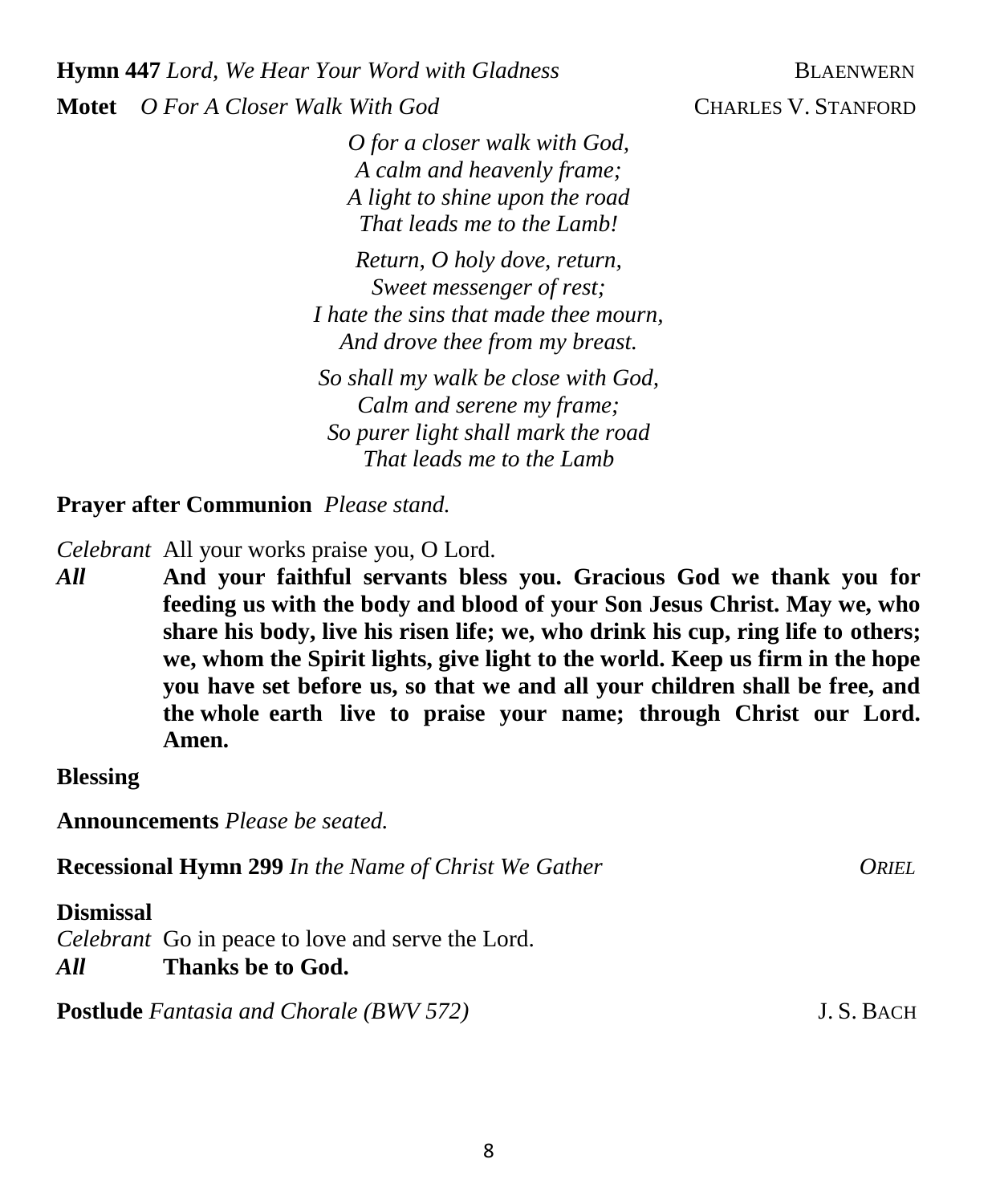**Hymn 447** *Lord, We Hear Your Word with Gladness* BLAENWERN

**Motet** *O For A Closer Walk With God* CHARLES V. STANFORD

*O for a closer walk with God,*
*A calm and heavenly frame;*
*A light to shine upon the road*
*That leads me to the Lamb!*

*Return, O holy dove, return,*
*Sweet messenger of rest;*
*I hate the sins that made thee mourn,*
*And drove thee from my breast.*

*So shall my walk be close with God,*
*Calm and serene my frame;*
*So purer light shall mark the road*
*That leads me to the Lamb*

**Prayer after Communion** *Please stand.*

*Celebrant* All your works praise you, O Lord.

***All*** **And your faithful servants bless you. Gracious God we thank you for feeding us with the body and blood of your Son Jesus Christ. May we, who share his body, live his risen life; we, who drink his cup, ring life to others; we, whom the Spirit lights, give light to the world. Keep us firm in the hope you have set before us, so that we and all your children shall be free, and the whole earth live to praise your name; through Christ our Lord. Amen.**

**Blessing**

**Announcements** *Please be seated.*

**Recessional Hymn 299** *In the Name of Christ We Gather* *ORIEL*

**Dismissal**

*Celebrant* Go in peace to love and serve the Lord.

***All*** **Thanks be to God.**

**Postlude** *Fantasia and Chorale (BWV 572)* J. S. BACH